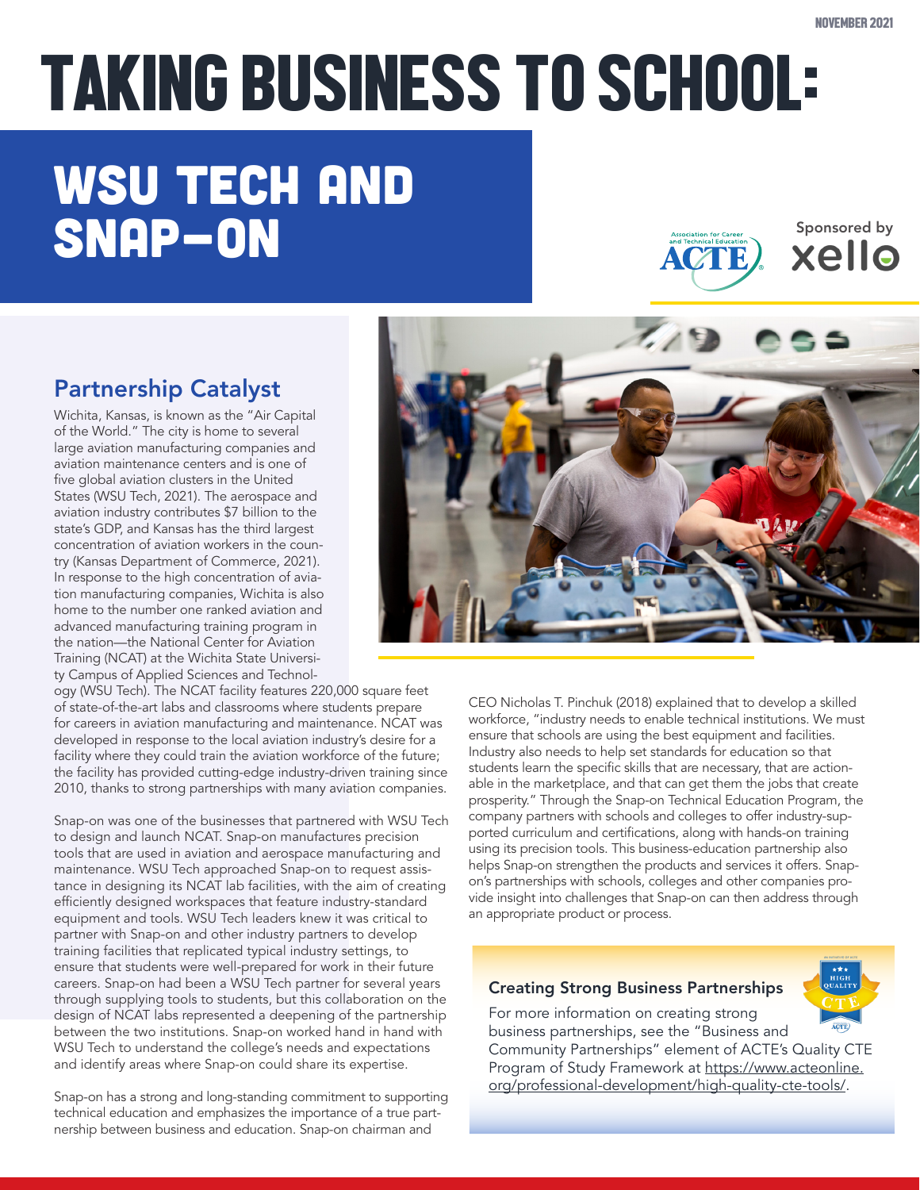NOVEMBER 2021

# TAKING BUSINESS TO SCHOOL:

# WSU TECH AND SNAP-ON

Sponsored by xello

## Partnership Catalyst

Wichita, Kansas, is known as the "Air Capital of the World." The city is home to several large aviation manufacturing companies and aviation maintenance centers and is one of five global aviation clusters in the United States (WSU Tech, 2021). The aerospace and aviation industry contributes $7 billion to the state's GDP, and Kansas has the third largest concentration of aviation workers in the country (Kansas Department of Commerce, 2021). In response to the high concentration of aviation manufacturing companies, Wichita is also home to the number one ranked aviation and advanced manufacturing training program in the nation—the National Center for Aviation Training (NCAT) at the Wichita State University Campus of Applied Sciences and Technology (WSU Tech). The NCAT facility features 220,000 square feet of state-of-the-art labs and classrooms where students prepare for careers in aviation manufacturing and maintenance. NCAT was developed in response to the local aviation industry's desire for a facility where they could train the aviation workforce of the future; the facility has provided cutting-edge industry-driven training since 2010, thanks to strong partnerships with many aviation companies.

Snap-on was one of the businesses that partnered with WSU Tech to design and launch NCAT. Snap-on manufactures precision tools that are used in aviation and aerospace manufacturing and maintenance. WSU Tech approached Snap-on to request assistance in designing its NCAT lab facilities, with the aim of creating efficiently designed workspaces that feature industry-standard equipment and tools. WSU Tech leaders knew it was critical to partner with Snap-on and other industry partners to develop training facilities that replicated typical industry settings, to ensure that students were well-prepared for work in their future careers. Snap-on had been a WSU Tech partner for several years through supplying tools to students, but this collaboration on the design of NCAT labs represented a deepening of the partnership between the two institutions. Snap-on worked hand in hand with WSU Tech to understand the college's needs and expectations and identify areas where Snap-on could share its expertise.

Snap-on has a strong and long-standing commitment to supporting technical education and emphasizes the importance of a true partnership between business and education. Snap-on chairman and CEO Nicholas T. Pinchuk (2018) explained that to develop a skilled workforce, "industry needs to enable technical institutions. We must ensure that schools are using the best equipment and facilities. Industry also needs to help set standards for education so that students learn the specific skills that are necessary, that are actionable in the marketplace, and that can get them the jobs that create prosperity." Through the Snap-on Technical Education Program, the company partners with schools and colleges to offer industry-supported curriculum and certifications, along with hands-on training using its precision tools. This business-education partnership also helps Snap-on strengthen the products and services it offers. Snap-on's partnerships with schools, colleges and other companies provide insight into challenges that Snap-on can then address through an appropriate product or process.

### Creating Strong Business Partnerships

For more information on creating strong business partnerships, see the "Business and Community Partnerships" element of ACTE's Quality CTE Program of Study Framework at https://www.acteonline.org/professional-development/high-quality-cte-tools/.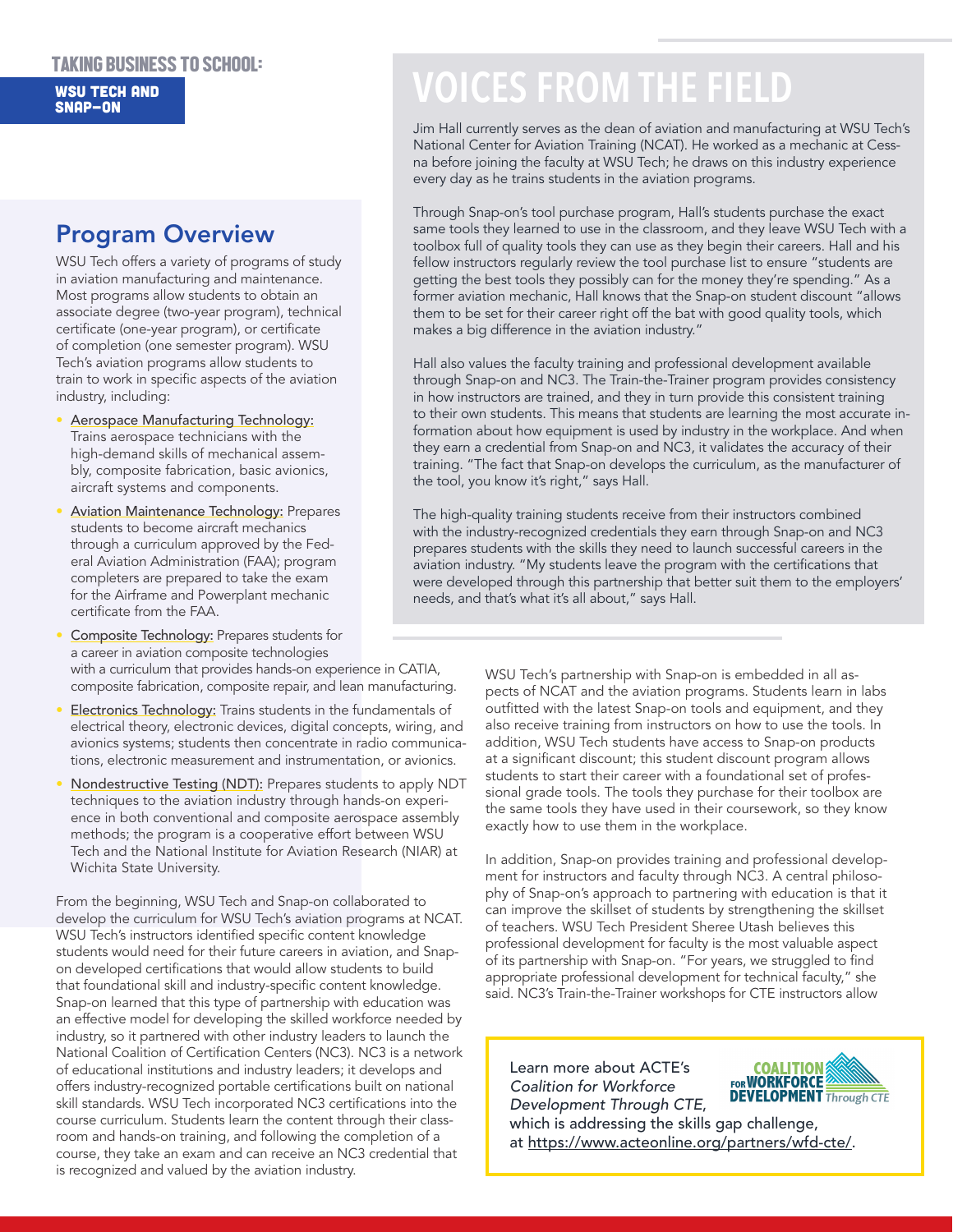TAKING BUSINESS TO SCHOOL:

WSU TECH AND SNAP-ON

## Program Overview

WSU Tech offers a variety of programs of study in aviation manufacturing and maintenance. Most programs allow students to obtain an associate degree (two-year program), technical certificate (one-year program), or certificate of completion (one semester program). WSU Tech's aviation programs allow students to train to work in specific aspects of the aviation industry, including:

- Aerospace Manufacturing Technology: Trains aerospace technicians with the high-demand skills of mechanical assembly, composite fabrication, basic avionics, aircraft systems and components.
- Aviation Maintenance Technology: Prepares students to become aircraft mechanics through a curriculum approved by the Federal Aviation Administration (FAA); program completers are prepared to take the exam for the Airframe and Powerplant mechanic certificate from the FAA.
- Composite Technology: Prepares students for a career in aviation composite technologies with a curriculum that provides hands-on experience in CATIA, composite fabrication, composite repair, and lean manufacturing.
- Electronics Technology: Trains students in the fundamentals of electrical theory, electronic devices, digital concepts, wiring, and avionics systems; students then concentrate in radio communications, electronic measurement and instrumentation, or avionics.
- Nondestructive Testing (NDT): Prepares students to apply NDT techniques to the aviation industry through hands-on experience in both conventional and composite aerospace assembly methods; the program is a cooperative effort between WSU Tech and the National Institute for Aviation Research (NIAR) at Wichita State University.

From the beginning, WSU Tech and Snap-on collaborated to develop the curriculum for WSU Tech's aviation programs at NCAT. WSU Tech's instructors identified specific content knowledge students would need for their future careers in aviation, and Snap-on developed certifications that would allow students to build that foundational skill and industry-specific content knowledge. Snap-on learned that this type of partnership with education was an effective model for developing the skilled workforce needed by industry, so it partnered with other industry leaders to launch the National Coalition of Certification Centers (NC3). NC3 is a network of educational institutions and industry leaders; it develops and offers industry-recognized portable certifications built on national skill standards. WSU Tech incorporated NC3 certifications into the course curriculum. Students learn the content through their classroom and hands-on training, and following the completion of a course, they take an exam and can receive an NC3 credential that is recognized and valued by the aviation industry.

WSU Tech's partnership with Snap-on is embedded in all aspects of NCAT and the aviation programs. Students learn in labs outfitted with the latest Snap-on tools and equipment, and they also receive training from instructors on how to use the tools. In addition, WSU Tech students have access to Snap-on products at a significant discount; this student discount program allows students to start their career with a foundational set of professional grade tools. The tools they purchase for their toolbox are the same tools they have used in their coursework, so they know exactly how to use them in the workplace.

In addition, Snap-on provides training and professional development for instructors and faculty through NC3. A central philosophy of Snap-on's approach to partnering with education is that it can improve the skillset of students by strengthening the skillset of teachers. WSU Tech President Sheree Utash believes this professional development for faculty is the most valuable aspect of its partnership with Snap-on. "For years, we struggled to find appropriate professional development for technical faculty," she said. NC3's Train-the-Trainer workshops for CTE instructors allow

## VOICES FROM THE FIELD

Jim Hall currently serves as the dean of aviation and manufacturing at WSU Tech's National Center for Aviation Training (NCAT). He worked as a mechanic at Cessna before joining the faculty at WSU Tech; he draws on this industry experience every day as he trains students in the aviation programs.

Through Snap-on's tool purchase program, Hall's students purchase the exact same tools they learned to use in the classroom, and they leave WSU Tech with a toolbox full of quality tools they can use as they begin their careers. Hall and his fellow instructors regularly review the tool purchase list to ensure "students are getting the best tools they possibly can for the money they're spending." As a former aviation mechanic, Hall knows that the Snap-on student discount "allows them to be set for their career right off the bat with good quality tools, which makes a big difference in the aviation industry."

Hall also values the faculty training and professional development available through Snap-on and NC3. The Train-the-Trainer program provides consistency in how instructors are trained, and they in turn provide this consistent training to their own students. This means that students are learning the most accurate information about how equipment is used by industry in the workplace. And when they earn a credential from Snap-on and NC3, it validates the accuracy of their training. "The fact that Snap-on develops the curriculum, as the manufacturer of the tool, you know it's right," says Hall.

The high-quality training students receive from their instructors combined with the industry-recognized credentials they earn through Snap-on and NC3 prepares students with the skills they need to launch successful careers in the aviation industry. "My students leave the program with the certifications that were developed through this partnership that better suit them to the employers' needs, and that's what it's all about," says Hall.

Learn more about ACTE's *Coalition for Workforce Development Through CTE*, which is addressing the skills gap challenge, at https://www.acteonline.org/partners/wfd-cte/.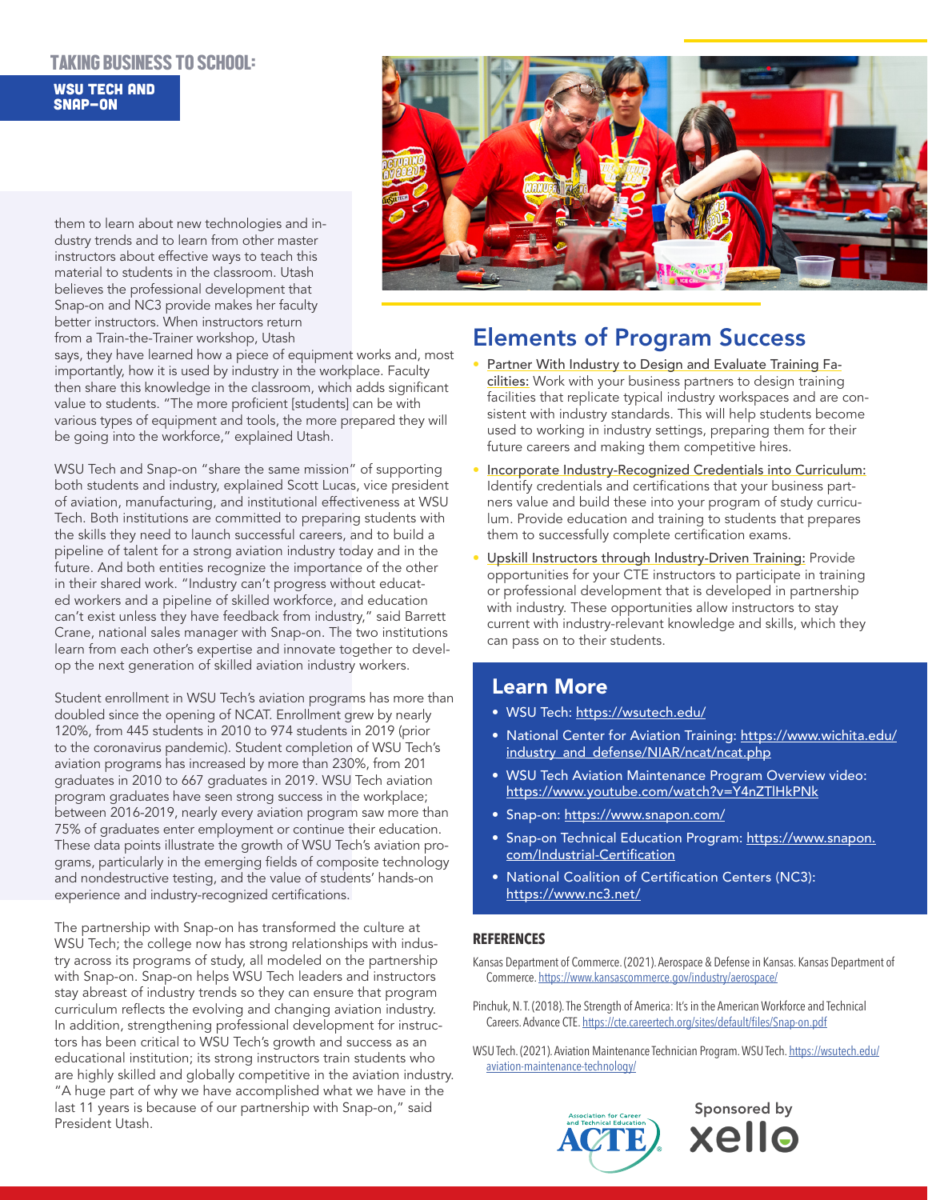TAKING BUSINESS TO SCHOOL:

WSU TECH AND SNAP-ON

them to learn about new technologies and industry trends and to learn from other master instructors about effective ways to teach this material to students in the classroom. Utash believes the professional development that Snap-on and NC3 provide makes her faculty better instructors. When instructors return from a Train-the-Trainer workshop, Utash says, they have learned how a piece of equipment works and, most importantly, how it is used by industry in the workplace. Faculty then share this knowledge in the classroom, which adds significant value to students. "The more proficient [students] can be with various types of equipment and tools, the more prepared they will be going into the workforce," explained Utash.

WSU Tech and Snap-on "share the same mission" of supporting both students and industry, explained Scott Lucas, vice president of aviation, manufacturing, and institutional effectiveness at WSU Tech. Both institutions are committed to preparing students with the skills they need to launch successful careers, and to build a pipeline of talent for a strong aviation industry today and in the future. And both entities recognize the importance of the other in their shared work. "Industry can't progress without educated workers and a pipeline of skilled workforce, and education can't exist unless they have feedback from industry," said Barrett Crane, national sales manager with Snap-on. The two institutions learn from each other's expertise and innovate together to develop the next generation of skilled aviation industry workers.

Student enrollment in WSU Tech's aviation programs has more than doubled since the opening of NCAT. Enrollment grew by nearly 120%, from 445 students in 2010 to 974 students in 2019 (prior to the coronavirus pandemic). Student completion of WSU Tech's aviation programs has increased by more than 230%, from 201 graduates in 2010 to 667 graduates in 2019. WSU Tech aviation program graduates have seen strong success in the workplace; between 2016-2019, nearly every aviation program saw more than 75% of graduates enter employment or continue their education. These data points illustrate the growth of WSU Tech's aviation programs, particularly in the emerging fields of composite technology and nondestructive testing, and the value of students' hands-on experience and industry-recognized certifications.

The partnership with Snap-on has transformed the culture at WSU Tech; the college now has strong relationships with industry across its programs of study, all modeled on the partnership with Snap-on. Snap-on helps WSU Tech leaders and instructors stay abreast of industry trends so they can ensure that program curriculum reflects the evolving and changing aviation industry. In addition, strengthening professional development for instructors has been critical to WSU Tech's growth and success as an educational institution; its strong instructors train students who are highly skilled and globally competitive in the aviation industry. "A huge part of why we have accomplished what we have in the last 11 years is because of our partnership with Snap-on," said President Utash.

## Elements of Program Success

- Partner With Industry to Design and Evaluate Training Facilities: Work with your business partners to design training facilities that replicate typical industry workspaces and are consistent with industry standards. This will help students become used to working in industry settings, preparing them for their future careers and making them competitive hires.
- Incorporate Industry-Recognized Credentials into Curriculum: Identify credentials and certifications that your business partners value and build these into your program of study curriculum. Provide education and training to students that prepares them to successfully complete certification exams.
- Upskill Instructors through Industry-Driven Training: Provide opportunities for your CTE instructors to participate in training or professional development that is developed in partnership with industry. These opportunities allow instructors to stay current with industry-relevant knowledge and skills, which they can pass on to their students.

## Learn More

- WSU Tech: https://wsutech.edu/
- National Center for Aviation Training: https://www.wichita.edu/industry_and_defense/NIAR/ncat/ncat.php
- WSU Tech Aviation Maintenance Program Overview video: https://www.youtube.com/watch?v=Y4nZTlHkPNk
- Snap-on: https://www.snapon.com/
- Snap-on Technical Education Program: https://www.snapon.com/Industrial-Certification
- National Coalition of Certification Centers (NC3): https://www.nc3.net/

### REFERENCES

Kansas Department of Commerce. (2021). Aerospace & Defense in Kansas. Kansas Department of Commerce. https://www.kansascommerce.gov/industry/aerospace/

Pinchuk, N. T. (2018). The Strength of America: It's in the American Workforce and Technical Careers. Advance CTE. https://cte.careertech.org/sites/default/files/Snap-on.pdf

WSU Tech. (2021). Aviation Maintenance Technician Program. WSU Tech. https://wsutech.edu/aviation-maintenance-technology/

Sponsored by xello